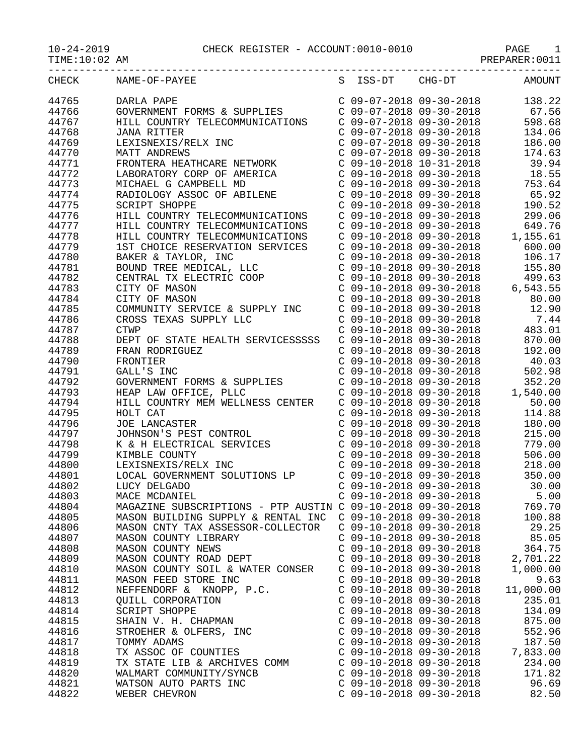10-24-2019 CHECK REGISTER - ACCOUNT:0010-0010 PAGE 1
TIME:10:02 AM PREPARER:0011

| CHECK | NAME-OF-PAYEE | S | ISS-DT | CHG-DT | AMOUNT |
|---|---|---|---|---|---|
| 44765 | DARLA PAPE | C | 09-07-2018 | 09-30-2018 | 138.22 |
| 44766 | GOVERNMENT FORMS & SUPPLIES | C | 09-07-2018 | 09-30-2018 | 67.56 |
| 44767 | HILL COUNTRY TELECOMMUNICATIONS | C | 09-07-2018 | 09-30-2018 | 598.68 |
| 44768 | JANA RITTER | C | 09-07-2018 | 09-30-2018 | 134.06 |
| 44769 | LEXISNEXIS/RELX INC | C | 09-07-2018 | 09-30-2018 | 186.00 |
| 44770 | MATT ANDREWS | C | 09-07-2018 | 09-30-2018 | 174.63 |
| 44771 | FRONTERA HEATHCARE NETWORK | C | 09-10-2018 | 10-31-2018 | 39.94 |
| 44772 | LABORATORY CORP OF AMERICA | C | 09-10-2018 | 09-30-2018 | 18.55 |
| 44773 | MICHAEL G CAMPBELL MD | C | 09-10-2018 | 09-30-2018 | 753.64 |
| 44774 | RADIOLOGY ASSOC OF ABILENE | C | 09-10-2018 | 09-30-2018 | 65.92 |
| 44775 | SCRIPT SHOPPE | C | 09-10-2018 | 09-30-2018 | 190.52 |
| 44776 | HILL COUNTRY TELECOMMUNICATIONS | C | 09-10-2018 | 09-30-2018 | 299.06 |
| 44777 | HILL COUNTRY TELECOMMUNICATIONS | C | 09-10-2018 | 09-30-2018 | 649.76 |
| 44778 | HILL COUNTRY TELECOMMUNICATIONS | C | 09-10-2018 | 09-30-2018 | 1,155.61 |
| 44779 | 1ST CHOICE RESERVATION SERVICES | C | 09-10-2018 | 09-30-2018 | 600.00 |
| 44780 | BAKER & TAYLOR, INC | C | 09-10-2018 | 09-30-2018 | 106.17 |
| 44781 | BOUND TREE MEDICAL, LLC | C | 09-10-2018 | 09-30-2018 | 155.80 |
| 44782 | CENTRAL TX ELECTRIC COOP | C | 09-10-2018 | 09-30-2018 | 499.63 |
| 44783 | CITY OF MASON | C | 09-10-2018 | 09-30-2018 | 6,543.55 |
| 44784 | CITY OF MASON | C | 09-10-2018 | 09-30-2018 | 80.00 |
| 44785 | COMMUNITY SERVICE & SUPPLY INC | C | 09-10-2018 | 09-30-2018 | 12.90 |
| 44786 | CROSS TEXAS SUPPLY LLC | C | 09-10-2018 | 09-30-2018 | 7.44 |
| 44787 | CTWP | C | 09-10-2018 | 09-30-2018 | 483.01 |
| 44788 | DEPT OF STATE HEALTH SERVICESSSSS | C | 09-10-2018 | 09-30-2018 | 870.00 |
| 44789 | FRAN RODRIGUEZ | C | 09-10-2018 | 09-30-2018 | 192.00 |
| 44790 | FRONTIER | C | 09-10-2018 | 09-30-2018 | 40.03 |
| 44791 | GALL'S INC | C | 09-10-2018 | 09-30-2018 | 502.98 |
| 44792 | GOVERNMENT FORMS & SUPPLIES | C | 09-10-2018 | 09-30-2018 | 352.20 |
| 44793 | HEAP LAW OFFICE, PLLC | C | 09-10-2018 | 09-30-2018 | 1,540.00 |
| 44794 | HILL COUNTRY MEM WELLNESS CENTER | C | 09-10-2018 | 09-30-2018 | 50.00 |
| 44795 | HOLT CAT | C | 09-10-2018 | 09-30-2018 | 114.88 |
| 44796 | JOE LANCASTER | C | 09-10-2018 | 09-30-2018 | 180.00 |
| 44797 | JOHNSON'S PEST CONTROL | C | 09-10-2018 | 09-30-2018 | 215.00 |
| 44798 | K & H ELECTRICAL SERVICES | C | 09-10-2018 | 09-30-2018 | 779.00 |
| 44799 | KIMBLE COUNTY | C | 09-10-2018 | 09-30-2018 | 506.00 |
| 44800 | LEXISNEXIS/RELX INC | C | 09-10-2018 | 09-30-2018 | 218.00 |
| 44801 | LOCAL GOVERNMENT SOLUTIONS LP | C | 09-10-2018 | 09-30-2018 | 350.00 |
| 44802 | LUCY DELGADO | C | 09-10-2018 | 09-30-2018 | 30.00 |
| 44803 | MACE MCDANIEL | C | 09-10-2018 | 09-30-2018 | 5.00 |
| 44804 | MAGAZINE SUBSCRIPTIONS - PTP AUSTIN | C | 09-10-2018 | 09-30-2018 | 769.70 |
| 44805 | MASON BUILDING SUPPLY & RENTAL INC | C | 09-10-2018 | 09-30-2018 | 100.88 |
| 44806 | MASON CNTY TAX ASSESSOR-COLLECTOR | C | 09-10-2018 | 09-30-2018 | 29.25 |
| 44807 | MASON COUNTY LIBRARY | C | 09-10-2018 | 09-30-2018 | 85.05 |
| 44808 | MASON COUNTY NEWS | C | 09-10-2018 | 09-30-2018 | 364.75 |
| 44809 | MASON COUNTY ROAD DEPT | C | 09-10-2018 | 09-30-2018 | 2,701.22 |
| 44810 | MASON COUNTY SOIL & WATER CONSER | C | 09-10-2018 | 09-30-2018 | 1,000.00 |
| 44811 | MASON FEED STORE INC | C | 09-10-2018 | 09-30-2018 | 9.63 |
| 44812 | NEFFENDORF & KNOPP, P.C. | C | 09-10-2018 | 09-30-2018 | 11,000.00 |
| 44813 | QUILL CORPORATION | C | 09-10-2018 | 09-30-2018 | 235.01 |
| 44814 | SCRIPT SHOPPE | C | 09-10-2018 | 09-30-2018 | 134.09 |
| 44815 | SHAIN V. H. CHAPMAN | C | 09-10-2018 | 09-30-2018 | 875.00 |
| 44816 | STROEHER & OLFERS, INC | C | 09-10-2018 | 09-30-2018 | 552.96 |
| 44817 | TOMMY ADAMS | C | 09-10-2018 | 09-30-2018 | 187.50 |
| 44818 | TX ASSOC OF COUNTIES | C | 09-10-2018 | 09-30-2018 | 7,833.00 |
| 44819 | TX STATE LIB & ARCHIVES COMM | C | 09-10-2018 | 09-30-2018 | 234.00 |
| 44820 | WALMART COMMUNITY/SYNCB | C | 09-10-2018 | 09-30-2018 | 171.82 |
| 44821 | WATSON AUTO PARTS INC | C | 09-10-2018 | 09-30-2018 | 96.69 |
| 44822 | WEBER CHEVRON | C | 09-10-2018 | 09-30-2018 | 82.50 |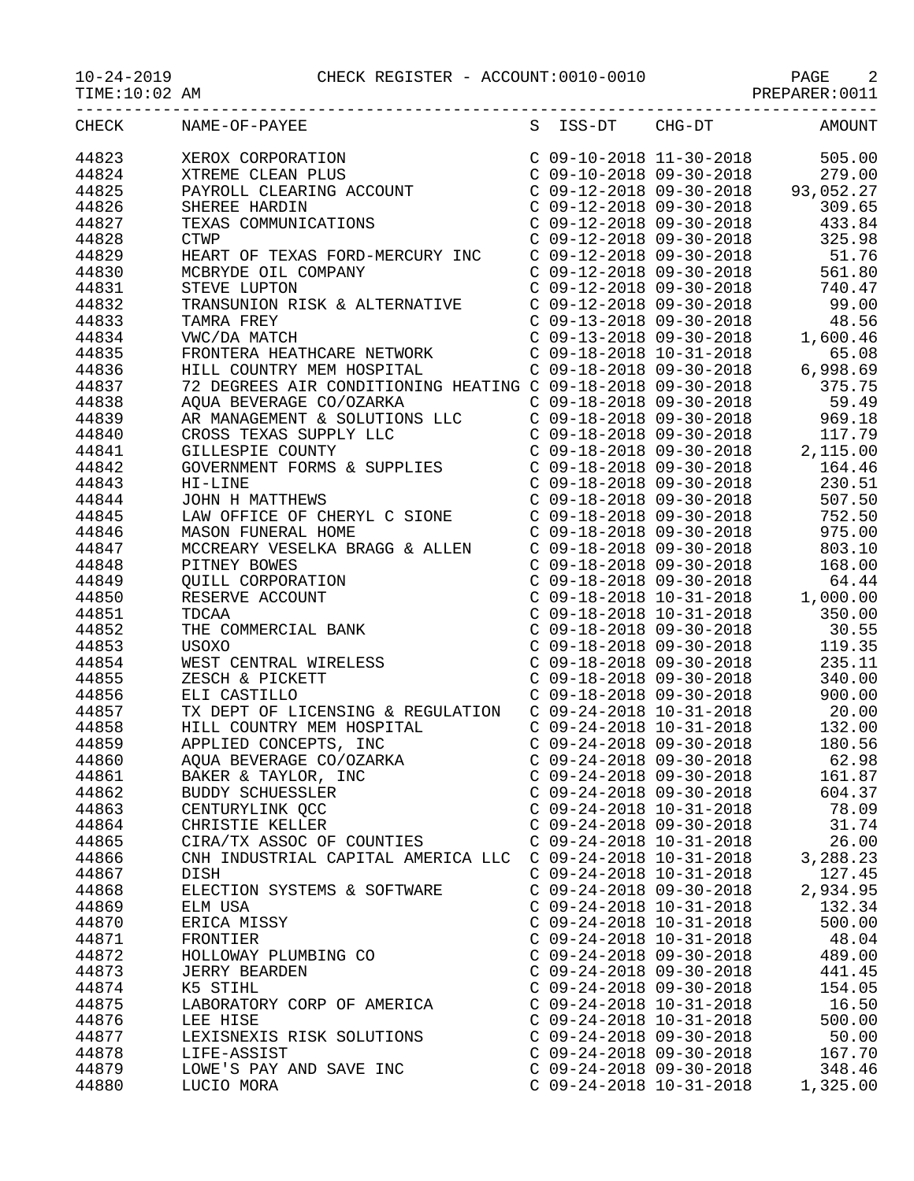10-24-2019 CHECK REGISTER - ACCOUNT:0010-0010

TIME:10:02 AM PREPARER:0011

| CHECK | NAME-OF-PAYEE | S | ISS-DT | CHG-DT | AMOUNT |
|---|---|---|---|---|---|
| 44823 | XEROX CORPORATION | C | 09-10-2018 | 11-30-2018 | 505.00 |
| 44824 | XTREME CLEAN PLUS | C | 09-10-2018 | 09-30-2018 | 279.00 |
| 44825 | PAYROLL CLEARING ACCOUNT | C | 09-12-2018 | 09-30-2018 | 93,052.27 |
| 44826 | SHEREE HARDIN | C | 09-12-2018 | 09-30-2018 | 309.65 |
| 44827 | TEXAS COMMUNICATIONS | C | 09-12-2018 | 09-30-2018 | 433.84 |
| 44828 | CTWP | C | 09-12-2018 | 09-30-2018 | 325.98 |
| 44829 | HEART OF TEXAS FORD-MERCURY INC | C | 09-12-2018 | 09-30-2018 | 51.76 |
| 44830 | MCBRYDE OIL COMPANY | C | 09-12-2018 | 09-30-2018 | 561.80 |
| 44831 | STEVE LUPTON | C | 09-12-2018 | 09-30-2018 | 740.47 |
| 44832 | TRANSUNION RISK & ALTERNATIVE | C | 09-12-2018 | 09-30-2018 | 99.00 |
| 44833 | TAMRA FREY | C | 09-13-2018 | 09-30-2018 | 48.56 |
| 44834 | VWC/DA MATCH | C | 09-13-2018 | 09-30-2018 | 1,600.46 |
| 44835 | FRONTERA HEATHCARE NETWORK | C | 09-18-2018 | 10-31-2018 | 65.08 |
| 44836 | HILL COUNTRY MEM HOSPITAL | C | 09-18-2018 | 09-30-2018 | 6,998.69 |
| 44837 | 72 DEGREES AIR CONDITIONING HEATING | C | 09-18-2018 | 09-30-2018 | 375.75 |
| 44838 | AQUA BEVERAGE CO/OZARKA | C | 09-18-2018 | 09-30-2018 | 59.49 |
| 44839 | AR MANAGEMENT & SOLUTIONS LLC | C | 09-18-2018 | 09-30-2018 | 969.18 |
| 44840 | CROSS TEXAS SUPPLY LLC | C | 09-18-2018 | 09-30-2018 | 117.79 |
| 44841 | GILLESPIE COUNTY | C | 09-18-2018 | 09-30-2018 | 2,115.00 |
| 44842 | GOVERNMENT FORMS & SUPPLIES | C | 09-18-2018 | 09-30-2018 | 164.46 |
| 44843 | HI-LINE | C | 09-18-2018 | 09-30-2018 | 230.51 |
| 44844 | JOHN H MATTHEWS | C | 09-18-2018 | 09-30-2018 | 507.50 |
| 44845 | LAW OFFICE OF CHERYL C SIONE | C | 09-18-2018 | 09-30-2018 | 752.50 |
| 44846 | MASON FUNERAL HOME | C | 09-18-2018 | 09-30-2018 | 975.00 |
| 44847 | MCCREARY VESELKA BRAGG & ALLEN | C | 09-18-2018 | 09-30-2018 | 803.10 |
| 44848 | PITNEY BOWES | C | 09-18-2018 | 09-30-2018 | 168.00 |
| 44849 | QUILL CORPORATION | C | 09-18-2018 | 09-30-2018 | 64.44 |
| 44850 | RESERVE ACCOUNT | C | 09-18-2018 | 10-31-2018 | 1,000.00 |
| 44851 | TDCAA | C | 09-18-2018 | 10-31-2018 | 350.00 |
| 44852 | THE COMMERCIAL BANK | C | 09-18-2018 | 09-30-2018 | 30.55 |
| 44853 | USOXO | C | 09-18-2018 | 09-30-2018 | 119.35 |
| 44854 | WEST CENTRAL WIRELESS | C | 09-18-2018 | 09-30-2018 | 235.11 |
| 44855 | ZESCH & PICKETT | C | 09-18-2018 | 09-30-2018 | 340.00 |
| 44856 | ELI CASTILLO | C | 09-18-2018 | 09-30-2018 | 900.00 |
| 44857 | TX DEPT OF LICENSING & REGULATION | C | 09-24-2018 | 10-31-2018 | 20.00 |
| 44858 | HILL COUNTRY MEM HOSPITAL | C | 09-24-2018 | 10-31-2018 | 132.00 |
| 44859 | APPLIED CONCEPTS, INC | C | 09-24-2018 | 09-30-2018 | 180.56 |
| 44860 | AQUA BEVERAGE CO/OZARKA | C | 09-24-2018 | 09-30-2018 | 62.98 |
| 44861 | BAKER & TAYLOR, INC | C | 09-24-2018 | 09-30-2018 | 161.87 |
| 44862 | BUDDY SCHUESSLER | C | 09-24-2018 | 09-30-2018 | 604.37 |
| 44863 | CENTURYLINK QCC | C | 09-24-2018 | 10-31-2018 | 78.09 |
| 44864 | CHRISTIE KELLER | C | 09-24-2018 | 09-30-2018 | 31.74 |
| 44865 | CIRA/TX ASSOC OF COUNTIES | C | 09-24-2018 | 10-31-2018 | 26.00 |
| 44866 | CNH INDUSTRIAL CAPITAL AMERICA LLC | C | 09-24-2018 | 10-31-2018 | 3,288.23 |
| 44867 | DISH | C | 09-24-2018 | 10-31-2018 | 127.45 |
| 44868 | ELECTION SYSTEMS & SOFTWARE | C | 09-24-2018 | 09-30-2018 | 2,934.95 |
| 44869 | ELM USA | C | 09-24-2018 | 10-31-2018 | 132.34 |
| 44870 | ERICA MISSY | C | 09-24-2018 | 10-31-2018 | 500.00 |
| 44871 | FRONTIER | C | 09-24-2018 | 10-31-2018 | 48.04 |
| 44872 | HOLLOWAY PLUMBING CO | C | 09-24-2018 | 09-30-2018 | 489.00 |
| 44873 | JERRY BEARDEN | C | 09-24-2018 | 09-30-2018 | 441.45 |
| 44874 | K5 STIHL | C | 09-24-2018 | 09-30-2018 | 154.05 |
| 44875 | LABORATORY CORP OF AMERICA | C | 09-24-2018 | 10-31-2018 | 16.50 |
| 44876 | LEE HISE | C | 09-24-2018 | 10-31-2018 | 500.00 |
| 44877 | LEXISNEXIS RISK SOLUTIONS | C | 09-24-2018 | 09-30-2018 | 50.00 |
| 44878 | LIFE-ASSIST | C | 09-24-2018 | 09-30-2018 | 167.70 |
| 44879 | LOWE'S PAY AND SAVE INC | C | 09-24-2018 | 09-30-2018 | 348.46 |
| 44880 | LUCIO MORA | C | 09-24-2018 | 10-31-2018 | 1,325.00 |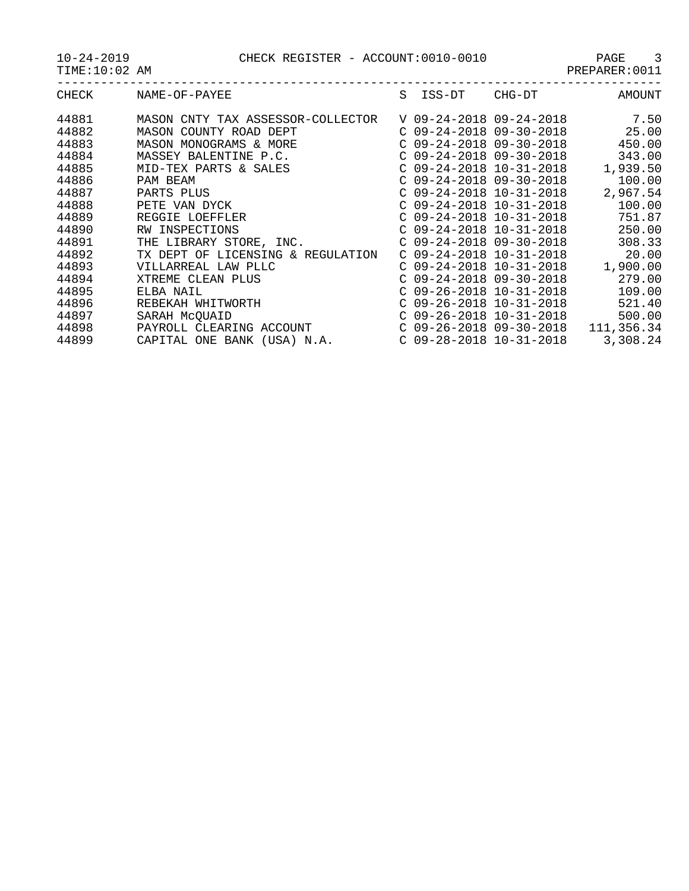10-24-2019 CHECK REGISTER - ACCOUNT:0010-0010

TIME:10:02 AM PREPARER:0011

| CHECK | NAME-OF-PAYEE | S | ISS-DT | CHG-DT | AMOUNT |
|---|---|---|---|---|---|
| 44881 | MASON CNTY TAX ASSESSOR-COLLECTOR | V | 09-24-2018 | 09-24-2018 | 7.50 |
| 44882 | MASON COUNTY ROAD DEPT | C | 09-24-2018 | 09-30-2018 | 25.00 |
| 44883 | MASON MONOGRAMS & MORE | C | 09-24-2018 | 09-30-2018 | 450.00 |
| 44884 | MASSEY BALENTINE P.C. | C | 09-24-2018 | 09-30-2018 | 343.00 |
| 44885 | MID-TEX PARTS & SALES | C | 09-24-2018 | 10-31-2018 | 1,939.50 |
| 44886 | PAM BEAM | C | 09-24-2018 | 09-30-2018 | 100.00 |
| 44887 | PARTS PLUS | C | 09-24-2018 | 10-31-2018 | 2,967.54 |
| 44888 | PETE VAN DYCK | C | 09-24-2018 | 10-31-2018 | 100.00 |
| 44889 | REGGIE LOEFFLER | C | 09-24-2018 | 10-31-2018 | 751.87 |
| 44890 | RW INSPECTIONS | C | 09-24-2018 | 10-31-2018 | 250.00 |
| 44891 | THE LIBRARY STORE, INC. | C | 09-24-2018 | 09-30-2018 | 308.33 |
| 44892 | TX DEPT OF LICENSING & REGULATION | C | 09-24-2018 | 10-31-2018 | 20.00 |
| 44893 | VILLARREAL LAW PLLC | C | 09-24-2018 | 10-31-2018 | 1,900.00 |
| 44894 | XTREME CLEAN PLUS | C | 09-24-2018 | 09-30-2018 | 279.00 |
| 44895 | ELBA NAIL | C | 09-26-2018 | 10-31-2018 | 109.00 |
| 44896 | REBEKAH WHITWORTH | C | 09-26-2018 | 10-31-2018 | 521.40 |
| 44897 | SARAH McQUAID | C | 09-26-2018 | 10-31-2018 | 500.00 |
| 44898 | PAYROLL CLEARING ACCOUNT | C | 09-26-2018 | 09-30-2018 | 111,356.34 |
| 44899 | CAPITAL ONE BANK (USA) N.A. | C | 09-28-2018 | 10-31-2018 | 3,308.24 |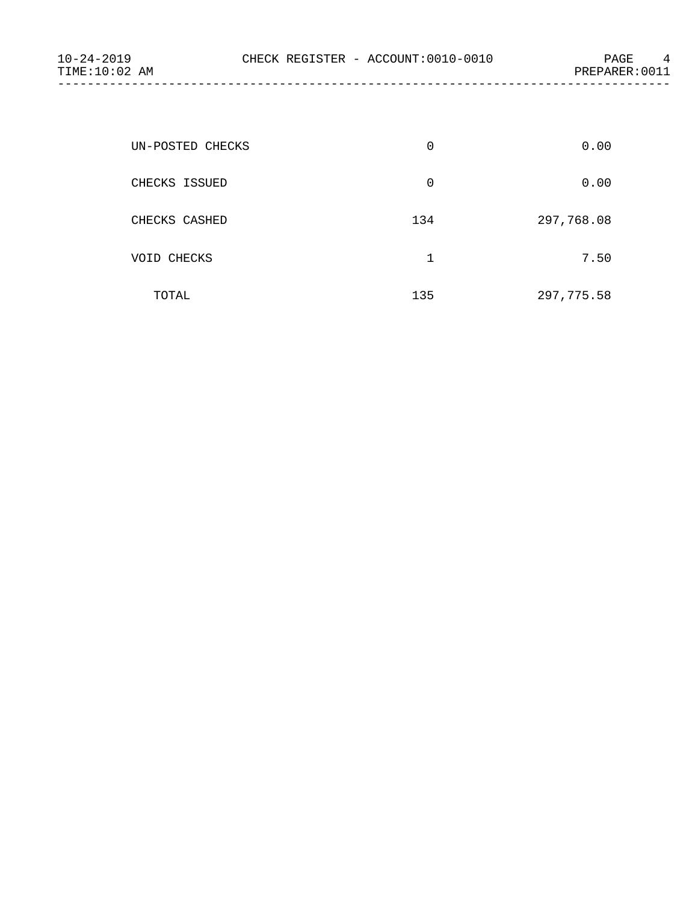| | | |
|---|---|---|
| UN-POSTED CHECKS | 0 | 0.00 |
| CHECKS ISSUED | 0 | 0.00 |
| CHECKS CASHED | 134 | 297,768.08 |
| VOID CHECKS | 1 | 7.50 |
| TOTAL | 135 | 297,775.58 |